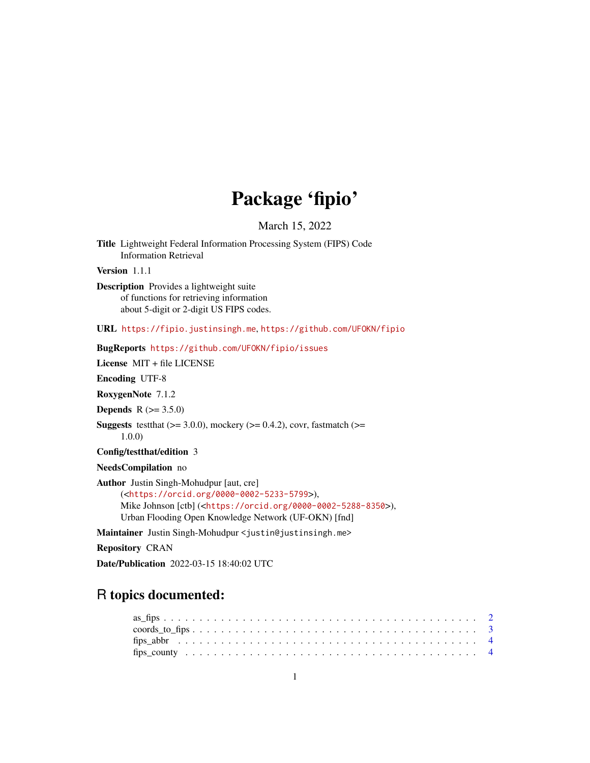# Package 'fipio'

March 15, 2022

**Title** Lightweight Federal Information Processing System (FIPS) Code Information Retrieval

**Version** 1.1.1

**Description** Provides a lightweight suite of functions for retrieving information about 5-digit or 2-digit US FIPS codes.

**URL** https://fipio.justinsingh.me, https://github.com/UFOKN/fipio

**BugReports** https://github.com/UFOKN/fipio/issues

**License** MIT + file LICENSE

**Encoding** UTF-8

**RoxygenNote** 7.1.2

**Depends** R (>= 3.5.0)

**Suggests** testthat (>= 3.0.0), mockery (>= 0.4.2), covr, fastmatch (>= 1.0.0)

**Config/testthat/edition** 3

**NeedsCompilation** no

**Author** Justin Singh-Mohudpur [aut, cre] (<https://orcid.org/0000-0002-5233-5799>), Mike Johnson [ctb] (<https://orcid.org/0000-0002-5288-8350>), Urban Flooding Open Knowledge Network (UF-OKN) [fnd]

**Maintainer** Justin Singh-Mohudpur <justin@justinsingh.me>

**Repository** CRAN

**Date/Publication** 2022-03-15 18:40:02 UTC

## R topics documented:

as_fips . . . . . . . . . . . . . . . . . . . . . . . . . . . . . . . . . . . . . . . . . . 2
coords_to_fips . . . . . . . . . . . . . . . . . . . . . . . . . . . . . . . . . . . . . . 3
fips_abbr . . . . . . . . . . . . . . . . . . . . . . . . . . . . . . . . . . . . . . . . . 4
fips_county . . . . . . . . . . . . . . . . . . . . . . . . . . . . . . . . . . . . . . . . 4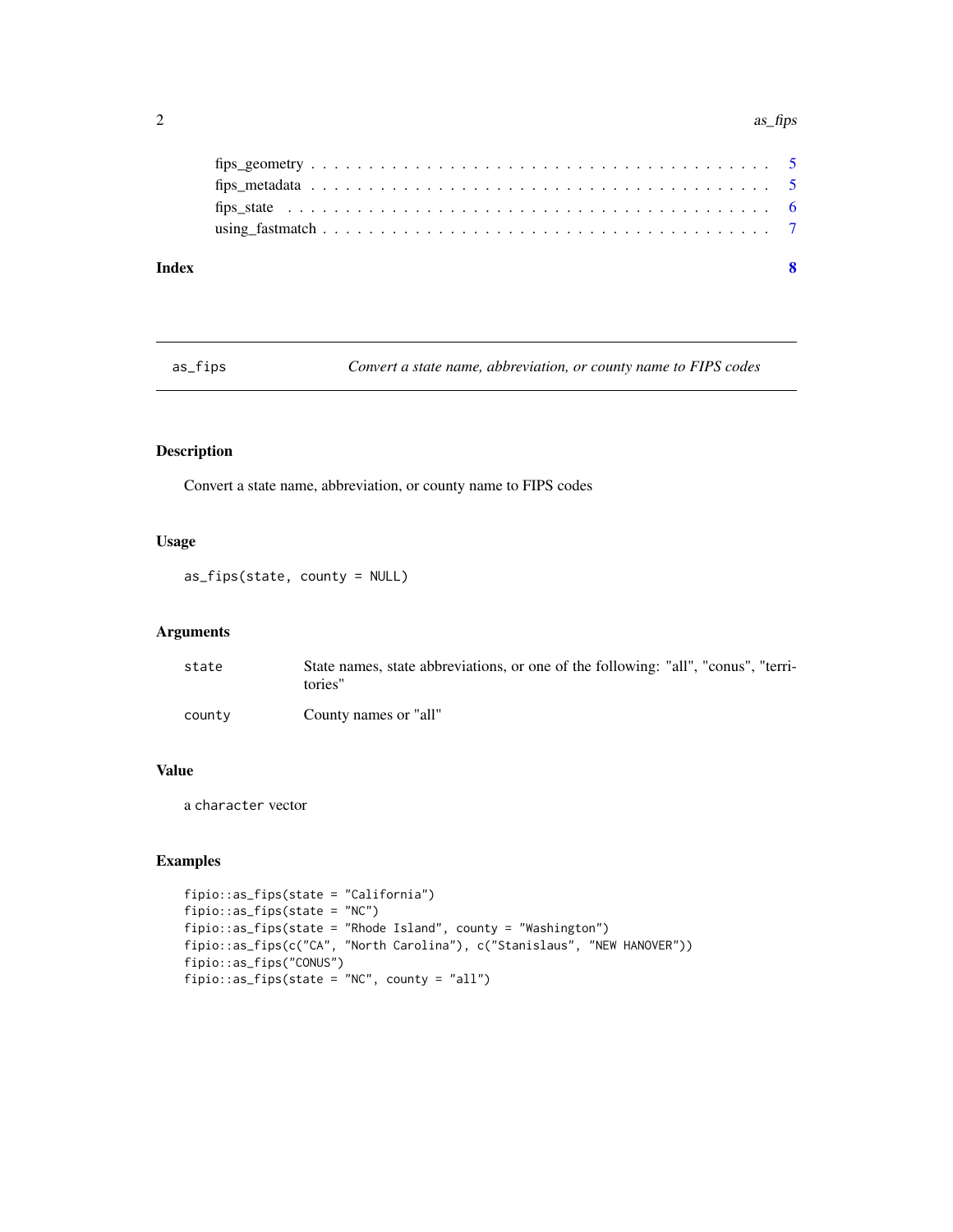fips_geometry . . . . . . . . . . . . . . . . . . . . . . . . . . . . . . . . . . . . . 5
fips_metadata . . . . . . . . . . . . . . . . . . . . . . . . . . . . . . . . . . . . . 5
fips_state . . . . . . . . . . . . . . . . . . . . . . . . . . . . . . . . . . . . . . . 6
using_fastmatch . . . . . . . . . . . . . . . . . . . . . . . . . . . . . . . . . . . . 7

**Index** **8**

---

## as_fips — *Convert a state name, abbreviation, or county name to FIPS codes*

### Description

Convert a state name, abbreviation, or county name to FIPS codes

### Usage

```
as_fips(state, county = NULL)
```

### Arguments

| | |
|---|---|
| `state` | State names, state abbreviations, or one of the following: "all", "conus", "territories" |
| `county` | County names or "all" |

### Value

a `character` vector

### Examples

```
fipio::as_fips(state = "California")
fipio::as_fips(state = "NC")
fipio::as_fips(state = "Rhode Island", county = "Washington")
fipio::as_fips(c("CA", "North Carolina"), c("Stanislaus", "NEW HANOVER"))
fipio::as_fips("CONUS")
fipio::as_fips(state = "NC", county = "all")
```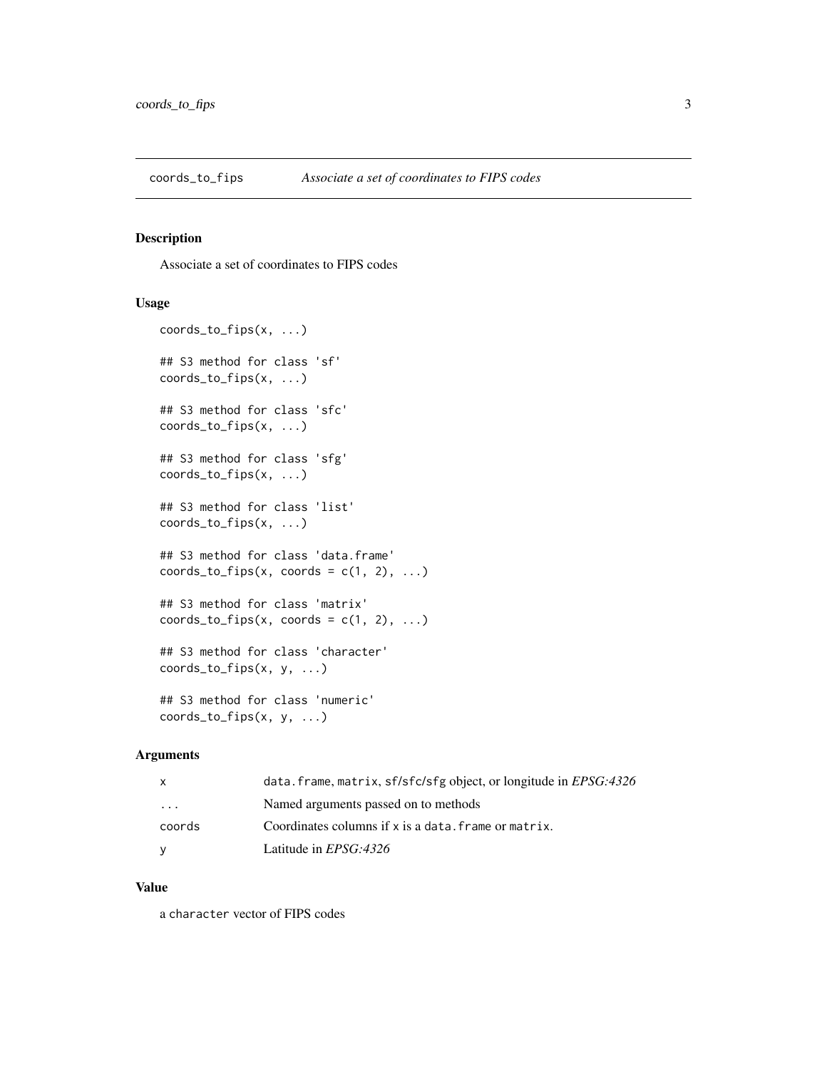## coords_to_fips — *Associate a set of coordinates to FIPS codes*

### Description

Associate a set of coordinates to FIPS codes

### Usage

```
coords_to_fips(x, ...)

## S3 method for class 'sf'
coords_to_fips(x, ...)

## S3 method for class 'sfc'
coords_to_fips(x, ...)

## S3 method for class 'sfg'
coords_to_fips(x, ...)

## S3 method for class 'list'
coords_to_fips(x, ...)

## S3 method for class 'data.frame'
coords_to_fips(x, coords = c(1, 2), ...)

## S3 method for class 'matrix'
coords_to_fips(x, coords = c(1, 2), ...)

## S3 method for class 'character'
coords_to_fips(x, y, ...)

## S3 method for class 'numeric'
coords_to_fips(x, y, ...)
```

### Arguments

| | |
|---|---|
| `x` | `data.frame`, `matrix`, `sf`/`sfc`/`sfg` object, or longitude in *EPSG:4326* |
| `...` | Named arguments passed on to methods |
| `coords` | Coordinates columns if `x` is a `data.frame` or `matrix`. |
| `y` | Latitude in *EPSG:4326* |

### Value

a `character` vector of FIPS codes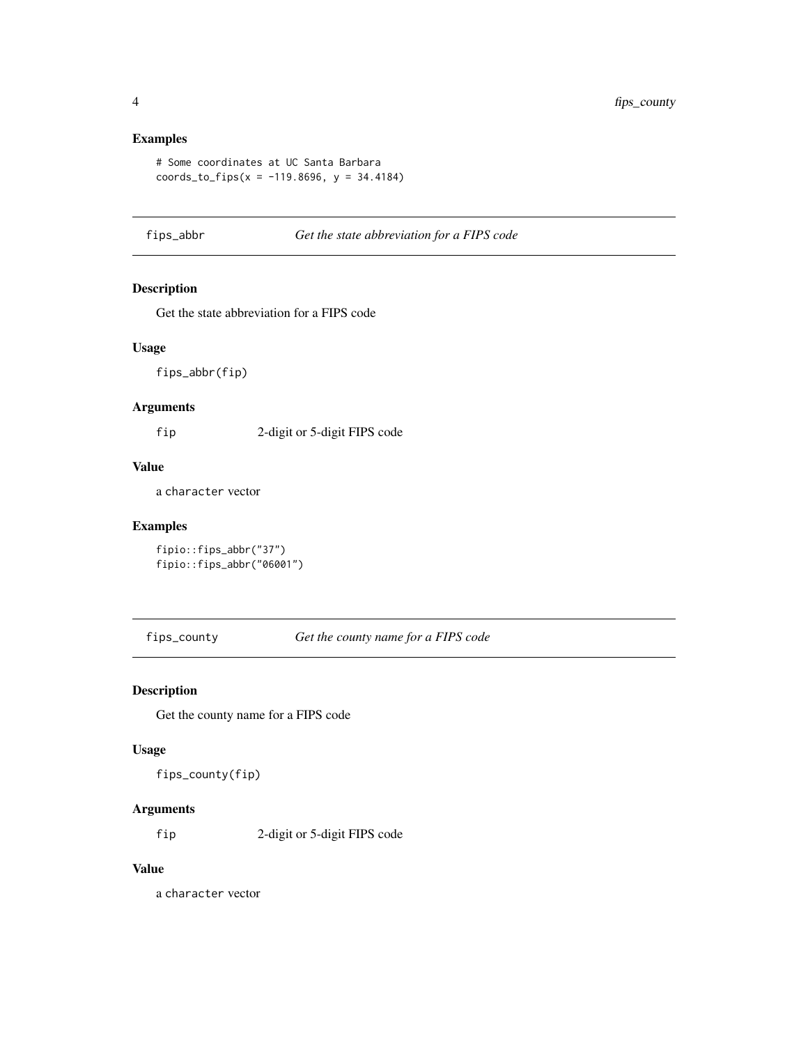### Examples

```
# Some coordinates at UC Santa Barbara
coords_to_fips(x = -119.8696, y = 34.4184)
```

---

## fips_abbr — *Get the state abbreviation for a FIPS code*

### Description

Get the state abbreviation for a FIPS code

### Usage

```
fips_abbr(fip)
```

### Arguments

| | |
|---|---|
| fip | 2-digit or 5-digit FIPS code |

### Value

a character vector

### Examples

```
fipio::fips_abbr("37")
fipio::fips_abbr("06001")
```

---

## fips_county — *Get the county name for a FIPS code*

### Description

Get the county name for a FIPS code

### Usage

```
fips_county(fip)
```

### Arguments

| | |
|---|---|
| fip | 2-digit or 5-digit FIPS code |

### Value

a character vector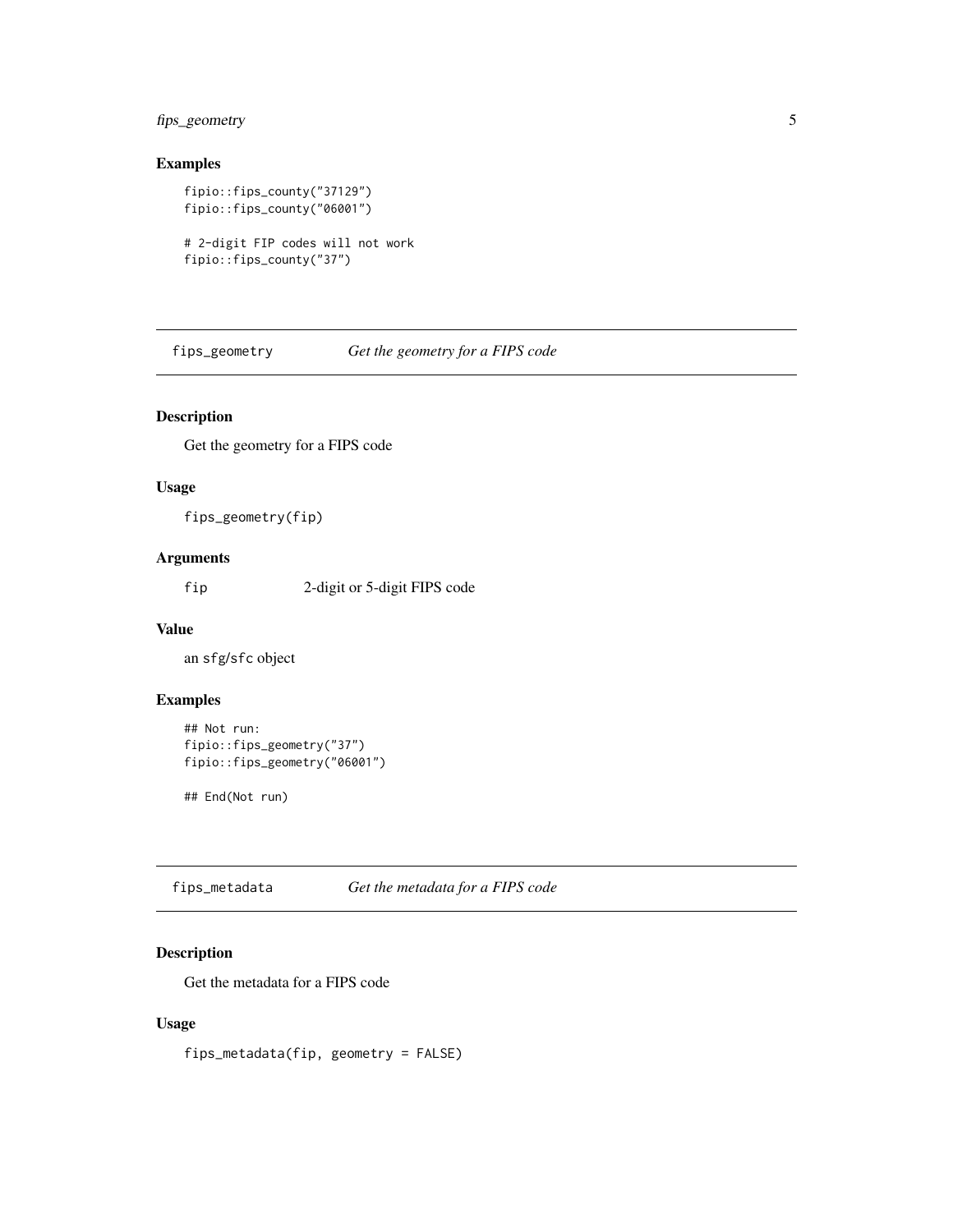### Examples

```
fipio::fips_county("37129")
fipio::fips_county("06001")

# 2-digit FIP codes will not work
fipio::fips_county("37")
```

---

## fips_geometry *Get the geometry for a FIPS code*

### Description

Get the geometry for a FIPS code

### Usage

```
fips_geometry(fip)
```

### Arguments

| | |
|---|---|
| fip | 2-digit or 5-digit FIPS code |

### Value

an sfg/sfc object

### Examples

```
## Not run:
fipio::fips_geometry("37")
fipio::fips_geometry("06001")

## End(Not run)
```

---

## fips_metadata *Get the metadata for a FIPS code*

### Description

Get the metadata for a FIPS code

### Usage

```
fips_metadata(fip, geometry = FALSE)
```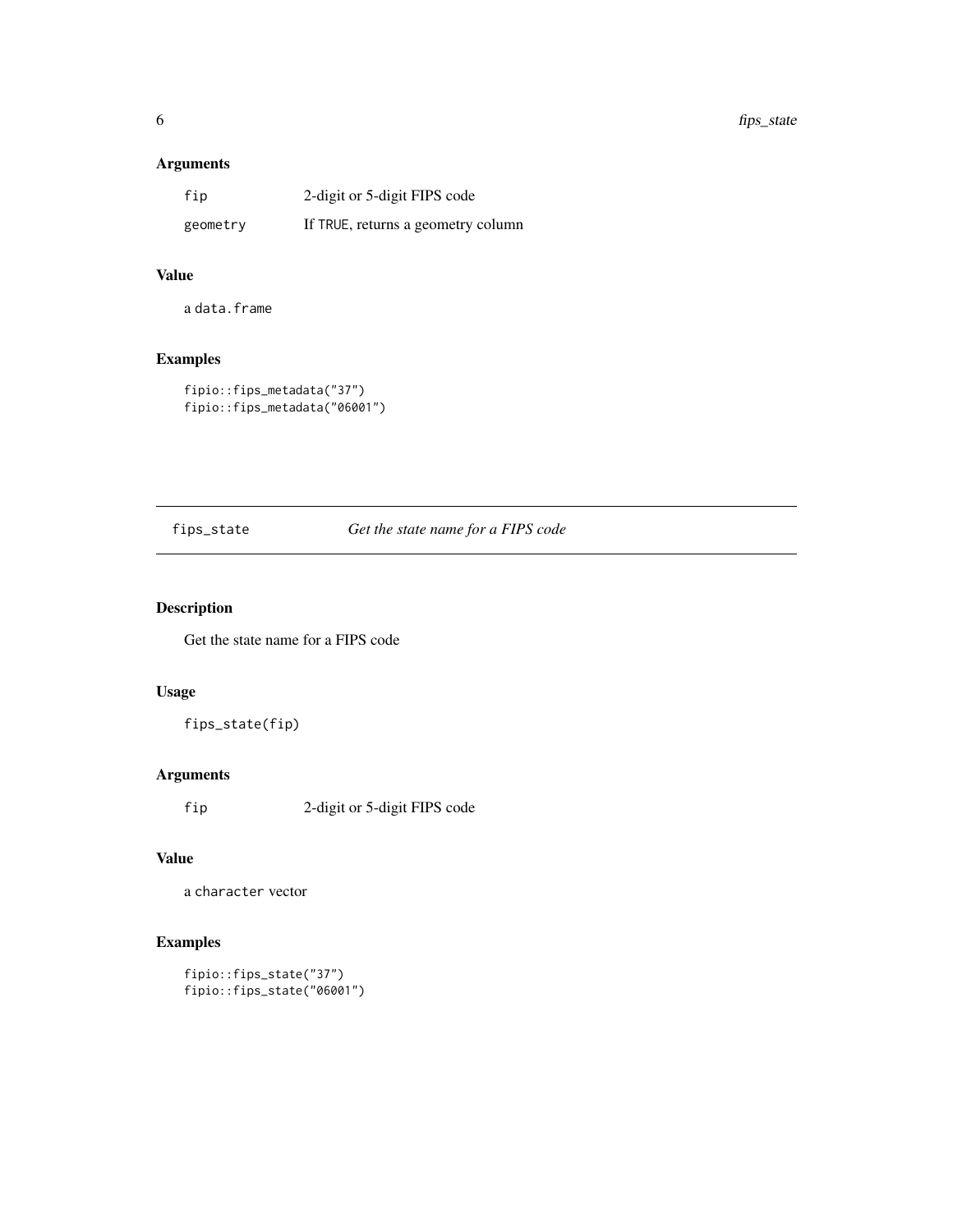### Arguments

| | |
|---|---|
| `fip` | 2-digit or 5-digit FIPS code |
| `geometry` | If `TRUE`, returns a geometry column |

### Value

a `data.frame`

### Examples

```
fipio::fips_metadata("37")
fipio::fips_metadata("06001")
```

---

## `fips_state` *Get the state name for a FIPS code*

---

### Description

Get the state name for a FIPS code

### Usage

```
fips_state(fip)
```

### Arguments

| | |
|---|---|
| `fip` | 2-digit or 5-digit FIPS code |

### Value

a `character` vector

### Examples

```
fipio::fips_state("37")
fipio::fips_state("06001")
```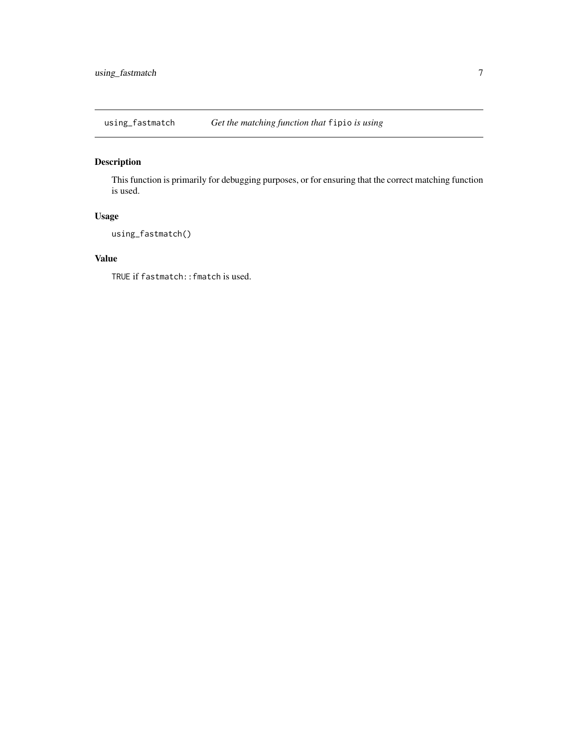## using_fastmatch — *Get the matching function that* `fipio` *is using*

### Description

This function is primarily for debugging purposes, or for ensuring that the correct matching function is used.

### Usage

```
using_fastmatch()
```

### Value

`TRUE` if `fastmatch::fmatch` is used.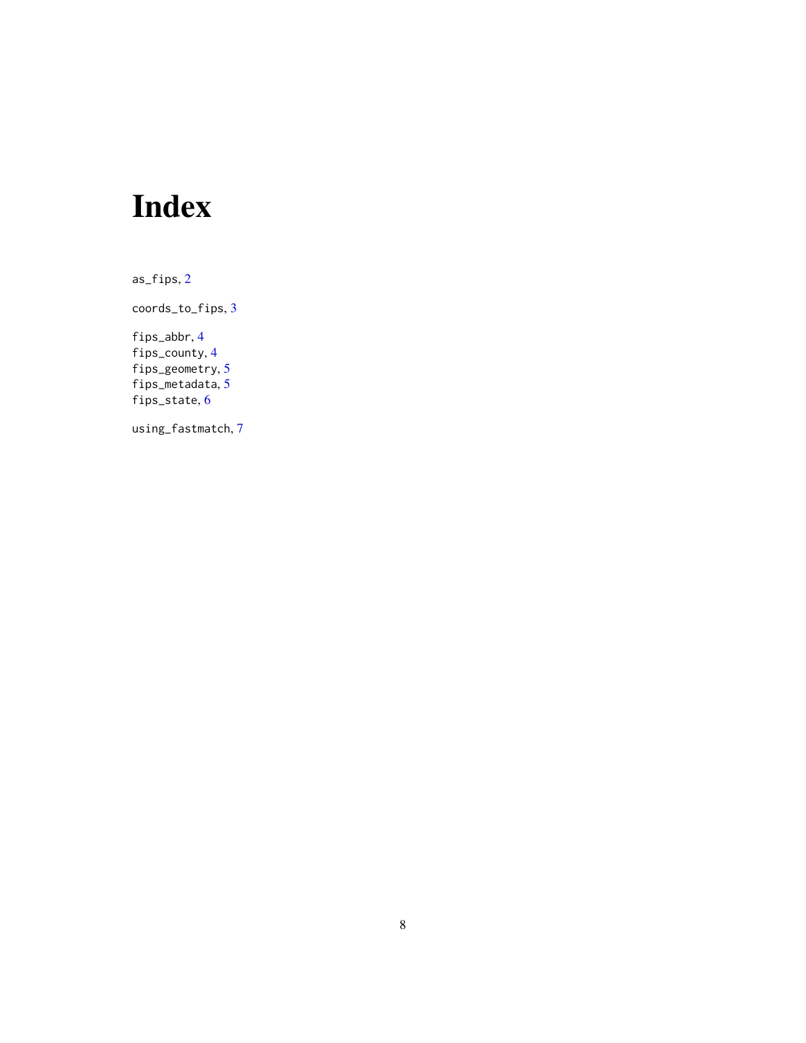# Index

as_fips, 2

coords_to_fips, 3

fips_abbr, 4
fips_county, 4
fips_geometry, 5
fips_metadata, 5
fips_state, 6

using_fastmatch, 7